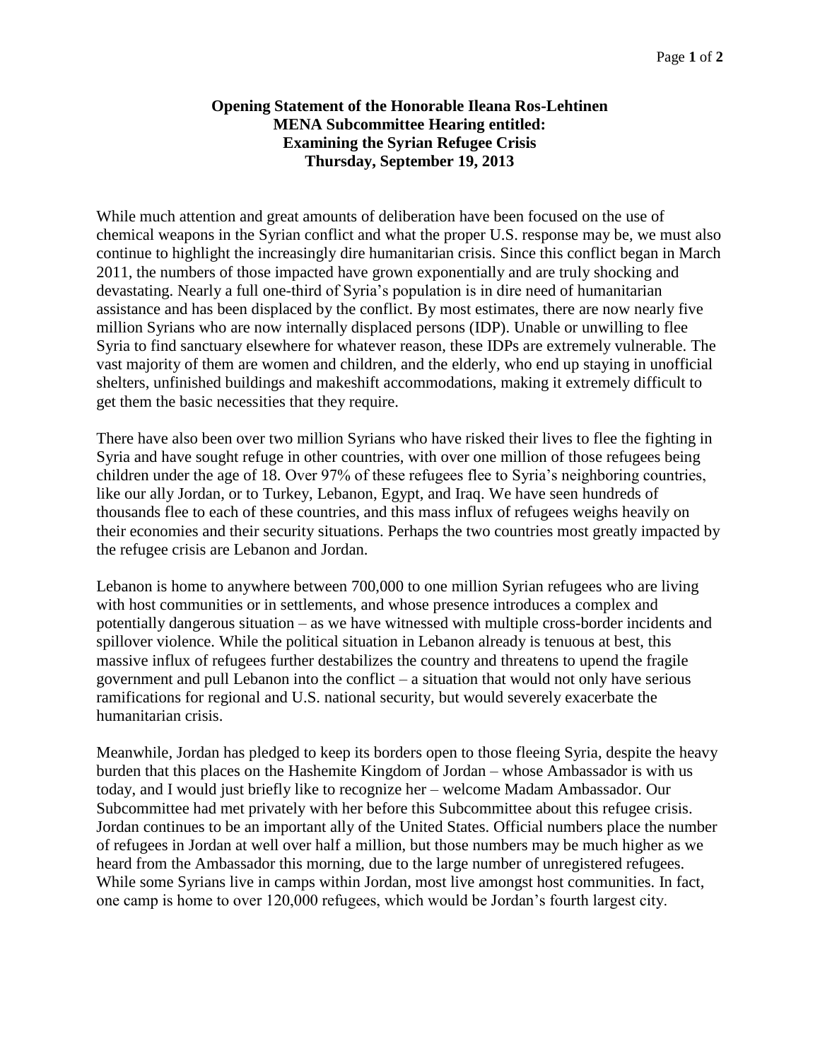**Opening Statement of the Honorable Ileana Ros-Lehtinen**
**MENA Subcommittee Hearing entitled:**
**Examining the Syrian Refugee Crisis**
**Thursday, September 19, 2013**

While much attention and great amounts of deliberation have been focused on the use of chemical weapons in the Syrian conflict and what the proper U.S. response may be, we must also continue to highlight the increasingly dire humanitarian crisis. Since this conflict began in March 2011, the numbers of those impacted have grown exponentially and are truly shocking and devastating. Nearly a full one-third of Syria's population is in dire need of humanitarian assistance and has been displaced by the conflict. By most estimates, there are now nearly five million Syrians who are now internally displaced persons (IDP). Unable or unwilling to flee Syria to find sanctuary elsewhere for whatever reason, these IDPs are extremely vulnerable. The vast majority of them are women and children, and the elderly, who end up staying in unofficial shelters, unfinished buildings and makeshift accommodations, making it extremely difficult to get them the basic necessities that they require.

There have also been over two million Syrians who have risked their lives to flee the fighting in Syria and have sought refuge in other countries, with over one million of those refugees being children under the age of 18. Over 97% of these refugees flee to Syria's neighboring countries, like our ally Jordan, or to Turkey, Lebanon, Egypt, and Iraq. We have seen hundreds of thousands flee to each of these countries, and this mass influx of refugees weighs heavily on their economies and their security situations. Perhaps the two countries most greatly impacted by the refugee crisis are Lebanon and Jordan.

Lebanon is home to anywhere between 700,000 to one million Syrian refugees who are living with host communities or in settlements, and whose presence introduces a complex and potentially dangerous situation – as we have witnessed with multiple cross-border incidents and spillover violence. While the political situation in Lebanon already is tenuous at best, this massive influx of refugees further destabilizes the country and threatens to upend the fragile government and pull Lebanon into the conflict – a situation that would not only have serious ramifications for regional and U.S. national security, but would severely exacerbate the humanitarian crisis.

Meanwhile, Jordan has pledged to keep its borders open to those fleeing Syria, despite the heavy burden that this places on the Hashemite Kingdom of Jordan – whose Ambassador is with us today, and I would just briefly like to recognize her – welcome Madam Ambassador. Our Subcommittee had met privately with her before this Subcommittee about this refugee crisis. Jordan continues to be an important ally of the United States. Official numbers place the number of refugees in Jordan at well over half a million, but those numbers may be much higher as we heard from the Ambassador this morning, due to the large number of unregistered refugees. While some Syrians live in camps within Jordan, most live amongst host communities. In fact, one camp is home to over 120,000 refugees, which would be Jordan's fourth largest city.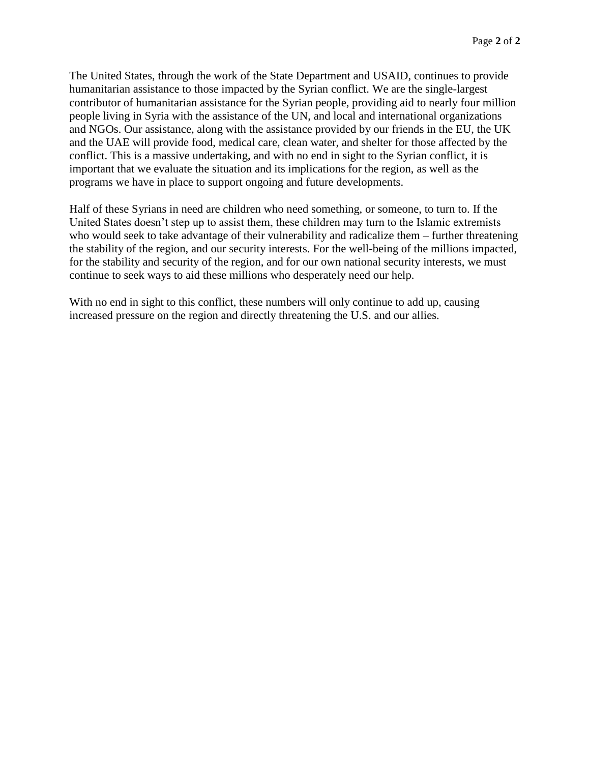The United States, through the work of the State Department and USAID, continues to provide humanitarian assistance to those impacted by the Syrian conflict. We are the single-largest contributor of humanitarian assistance for the Syrian people, providing aid to nearly four million people living in Syria with the assistance of the UN, and local and international organizations and NGOs. Our assistance, along with the assistance provided by our friends in the EU, the UK and the UAE will provide food, medical care, clean water, and shelter for those affected by the conflict. This is a massive undertaking, and with no end in sight to the Syrian conflict, it is important that we evaluate the situation and its implications for the region, as well as the programs we have in place to support ongoing and future developments.

Half of these Syrians in need are children who need something, or someone, to turn to. If the United States doesn't step up to assist them, these children may turn to the Islamic extremists who would seek to take advantage of their vulnerability and radicalize them – further threatening the stability of the region, and our security interests. For the well-being of the millions impacted, for the stability and security of the region, and for our own national security interests, we must continue to seek ways to aid these millions who desperately need our help.

With no end in sight to this conflict, these numbers will only continue to add up, causing increased pressure on the region and directly threatening the U.S. and our allies.